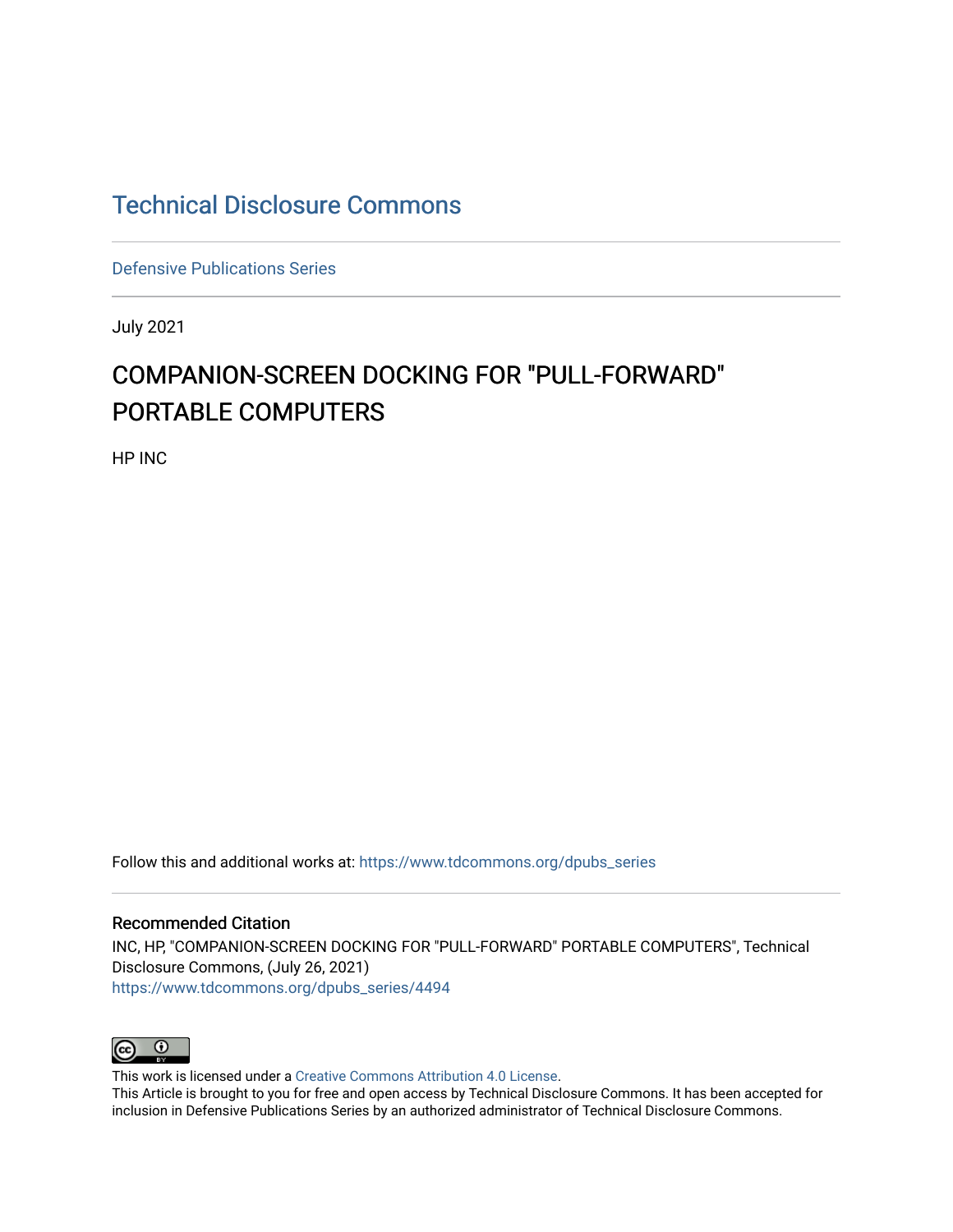# Technical Disclosure Commons

Defensive Publications Series

July 2021

## COMPANION-SCREEN DOCKING FOR "PULL-FORWARD" PORTABLE COMPUTERS

HP INC

Follow this and additional works at: https://www.tdcommons.org/dpubs_series

### Recommended Citation

INC, HP, "COMPANION-SCREEN DOCKING FOR "PULL-FORWARD" PORTABLE COMPUTERS", Technical Disclosure Commons, (July 26, 2021)
https://www.tdcommons.org/dpubs_series/4494

This work is licensed under a Creative Commons Attribution 4.0 License.
This Article is brought to you for free and open access by Technical Disclosure Commons. It has been accepted for inclusion in Defensive Publications Series by an authorized administrator of Technical Disclosure Commons.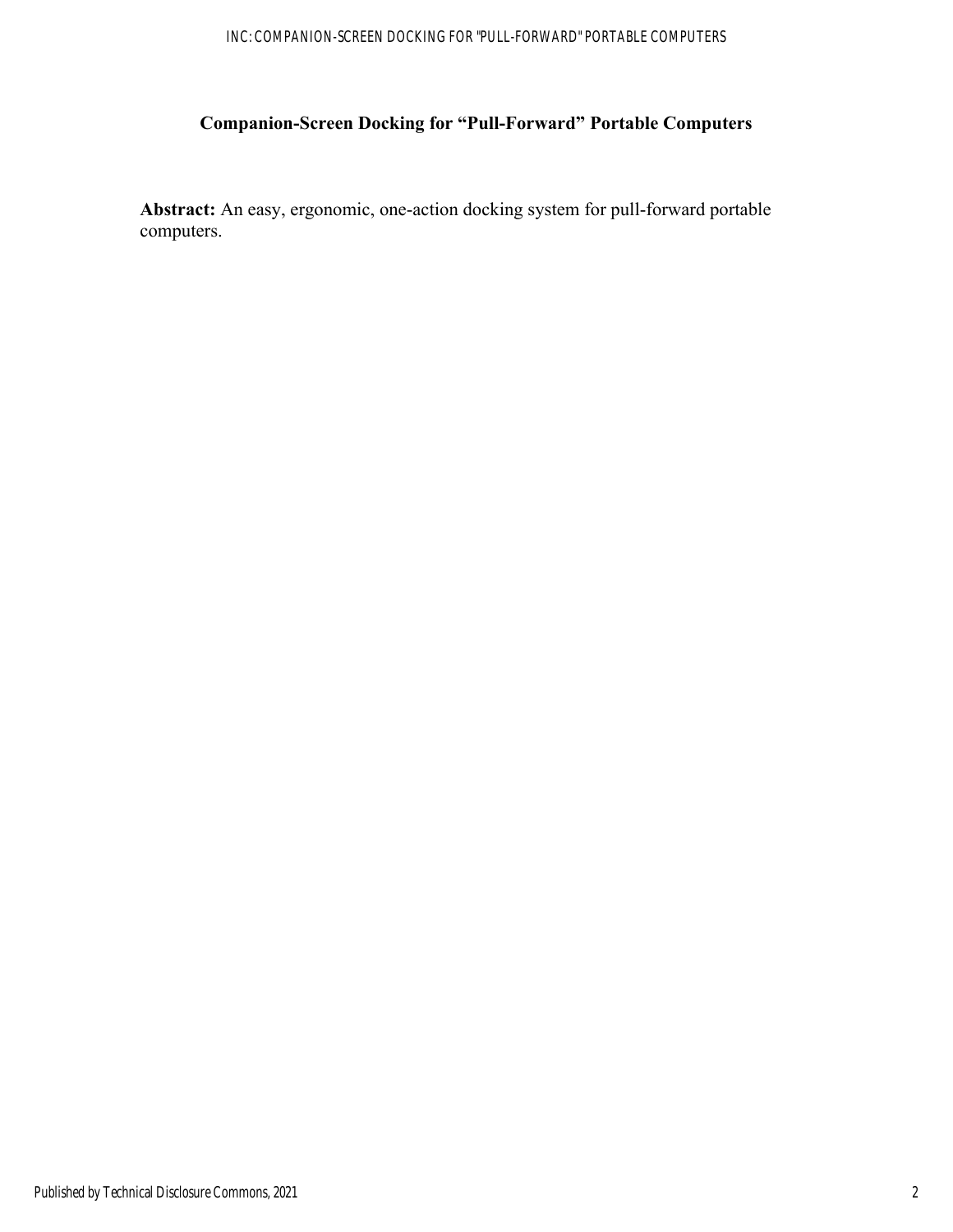# Companion-Screen Docking for "Pull-Forward" Portable Computers

**Abstract:** An easy, ergonomic, one-action docking system for pull-forward portable computers.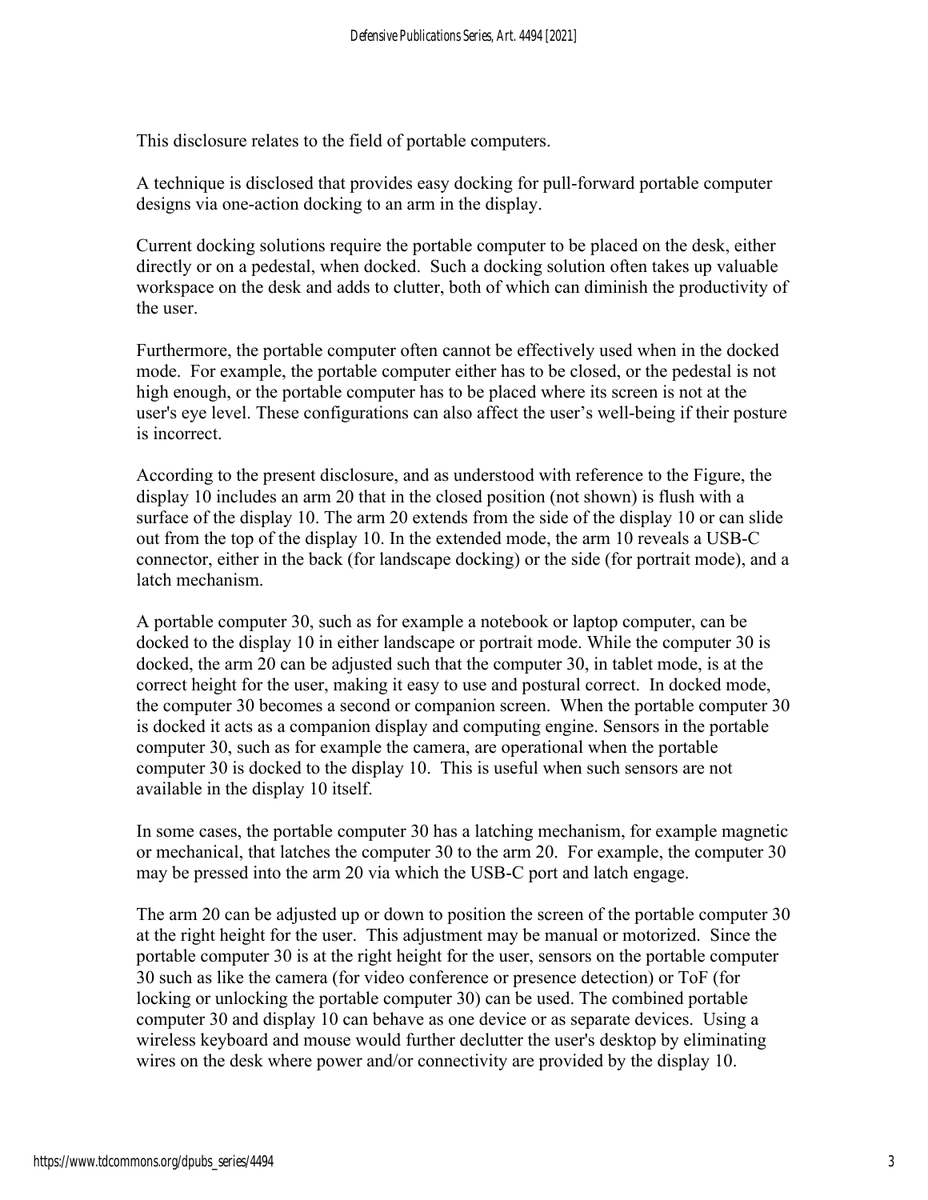This disclosure relates to the field of portable computers.

A technique is disclosed that provides easy docking for pull-forward portable computer designs via one-action docking to an arm in the display.

Current docking solutions require the portable computer to be placed on the desk, either directly or on a pedestal, when docked. Such a docking solution often takes up valuable workspace on the desk and adds to clutter, both of which can diminish the productivity of the user.

Furthermore, the portable computer often cannot be effectively used when in the docked mode. For example, the portable computer either has to be closed, or the pedestal is not high enough, or the portable computer has to be placed where its screen is not at the user's eye level. These configurations can also affect the user's well-being if their posture is incorrect.

According to the present disclosure, and as understood with reference to the Figure, the display 10 includes an arm 20 that in the closed position (not shown) is flush with a surface of the display 10. The arm 20 extends from the side of the display 10 or can slide out from the top of the display 10. In the extended mode, the arm 10 reveals a USB-C connector, either in the back (for landscape docking) or the side (for portrait mode), and a latch mechanism.

A portable computer 30, such as for example a notebook or laptop computer, can be docked to the display 10 in either landscape or portrait mode. While the computer 30 is docked, the arm 20 can be adjusted such that the computer 30, in tablet mode, is at the correct height for the user, making it easy to use and postural correct. In docked mode, the computer 30 becomes a second or companion screen. When the portable computer 30 is docked it acts as a companion display and computing engine. Sensors in the portable computer 30, such as for example the camera, are operational when the portable computer 30 is docked to the display 10. This is useful when such sensors are not available in the display 10 itself.

In some cases, the portable computer 30 has a latching mechanism, for example magnetic or mechanical, that latches the computer 30 to the arm 20. For example, the computer 30 may be pressed into the arm 20 via which the USB-C port and latch engage.

The arm 20 can be adjusted up or down to position the screen of the portable computer 30 at the right height for the user. This adjustment may be manual or motorized. Since the portable computer 30 is at the right height for the user, sensors on the portable computer 30 such as like the camera (for video conference or presence detection) or ToF (for locking or unlocking the portable computer 30) can be used. The combined portable computer 30 and display 10 can behave as one device or as separate devices. Using a wireless keyboard and mouse would further declutter the user's desktop by eliminating wires on the desk where power and/or connectivity are provided by the display 10.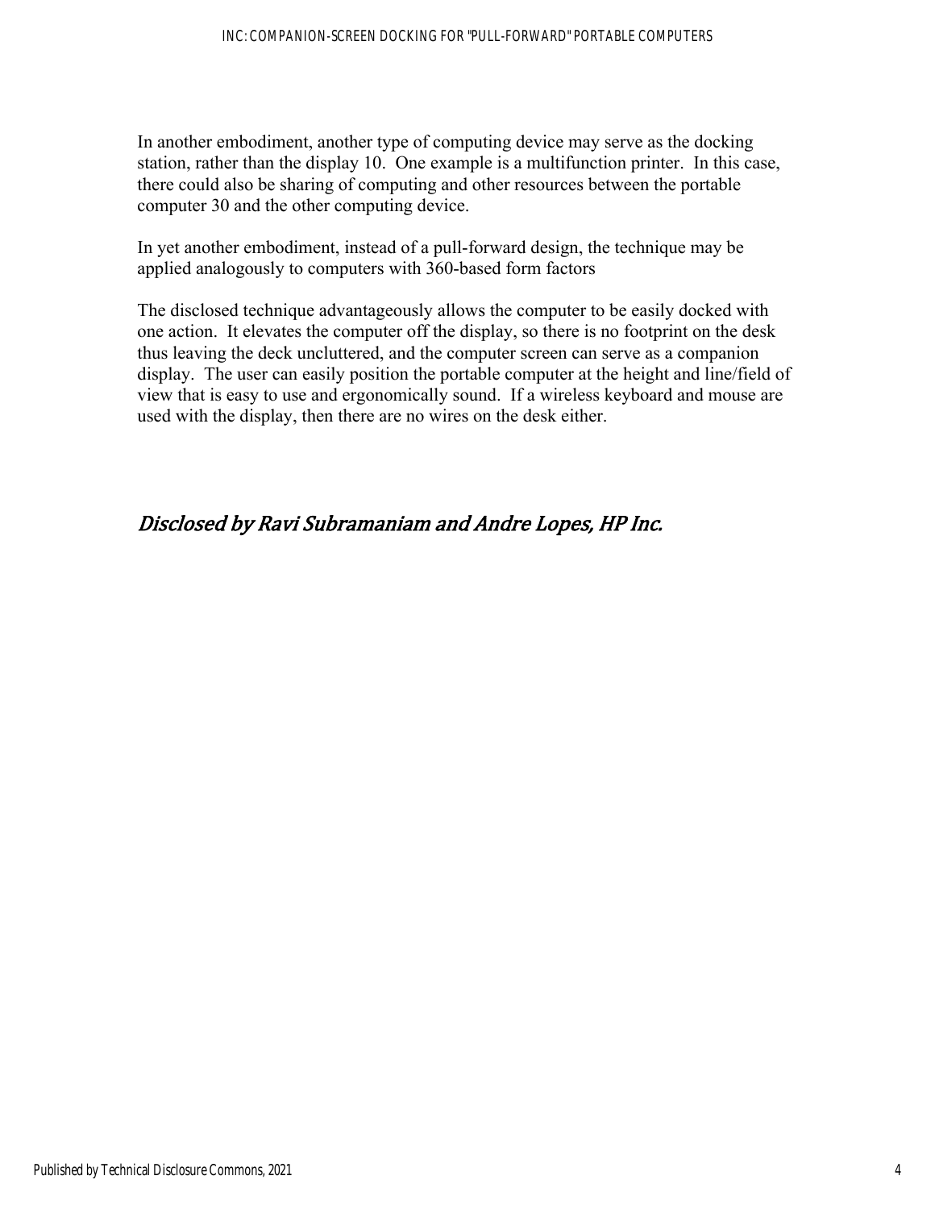In another embodiment, another type of computing device may serve as the docking station, rather than the display 10. One example is a multifunction printer. In this case, there could also be sharing of computing and other resources between the portable computer 30 and the other computing device.

In yet another embodiment, instead of a pull-forward design, the technique may be applied analogously to computers with 360-based form factors

The disclosed technique advantageously allows the computer to be easily docked with one action. It elevates the computer off the display, so there is no footprint on the desk thus leaving the deck uncluttered, and the computer screen can serve as a companion display. The user can easily position the portable computer at the height and line/field of view that is easy to use and ergonomically sound. If a wireless keyboard and mouse are used with the display, then there are no wires on the desk either.

*Disclosed by Ravi Subramaniam and Andre Lopes, HP Inc.*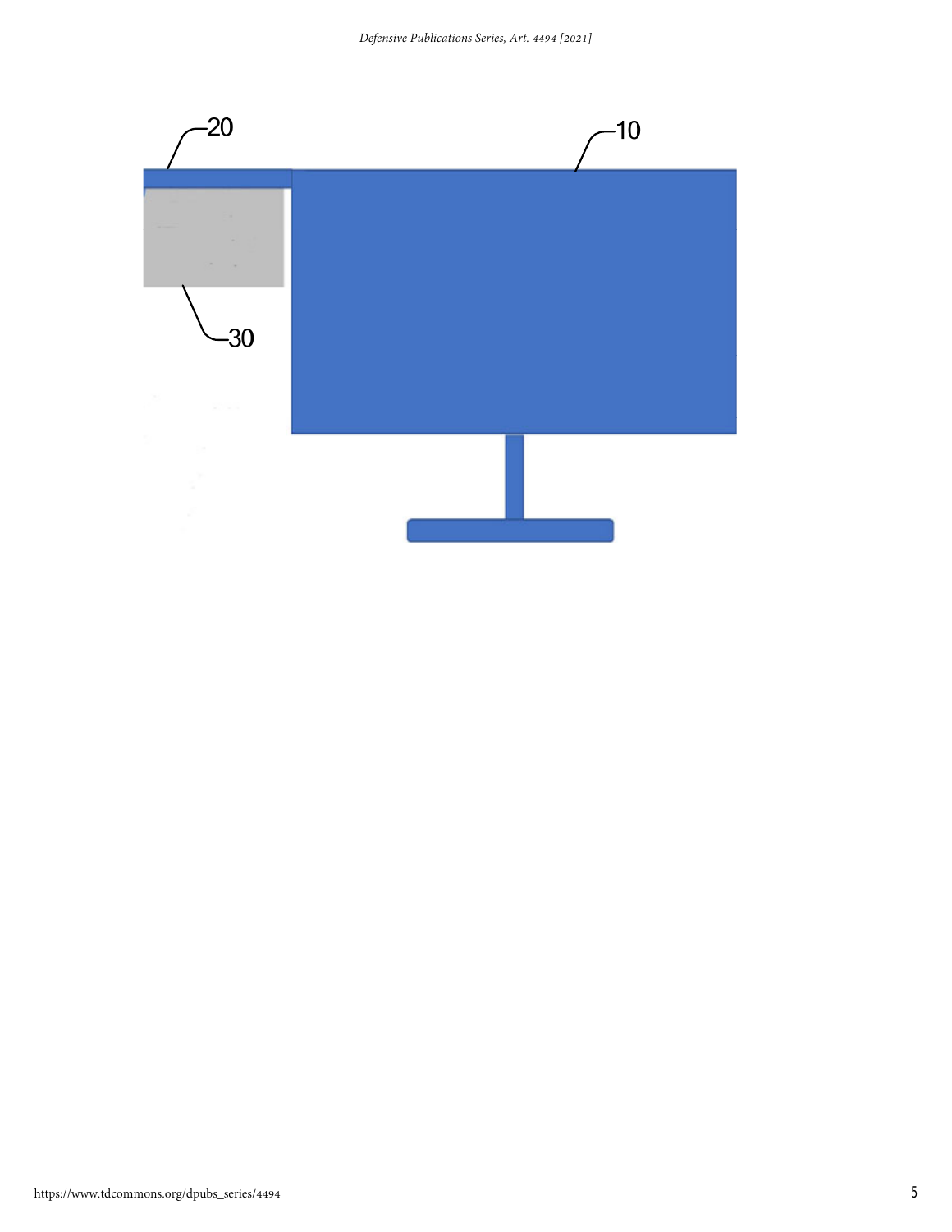20

10

30